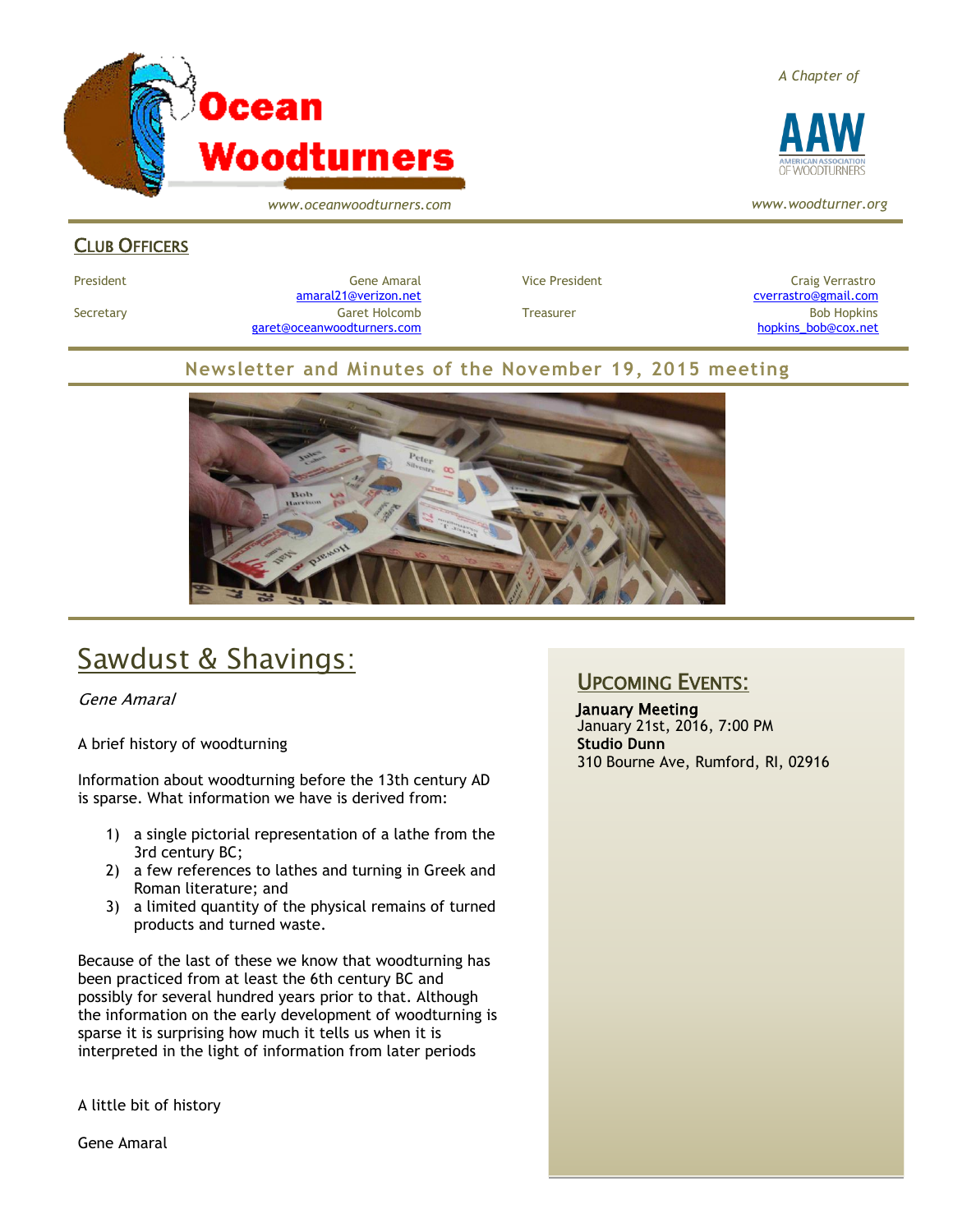# Ocean Woodturners

www.oceanwoodturners.com

*A Chapter of*

AAW — American Association of Woodturners

www.woodturner.org

## Club Officers

| | | | |
|---|---|---|---|
| President | Gene Amaral<br>amaral21@verizon.net | Vice President | Craig Verrastro<br>cverrastro@gmail.com |
| Secretary | Garet Holcomb<br>garet@oceanwoodturners.com | Treasurer | Bob Hopkins<br>hopkins_bob@cox.net |

## Newsletter and Minutes of the November 19, 2015 meeting

# Sawdust & Shavings:

*Gene Amaral*

A brief history of woodturning

Information about woodturning before the 13th century AD is sparse. What information we have is derived from:

1) a single pictorial representation of a lathe from the 3rd century BC;
2) a few references to lathes and turning in Greek and Roman literature; and
3) a limited quantity of the physical remains of turned products and turned waste.

Because of the last of these we know that woodturning has been practiced from at least the 6th century BC and possibly for several hundred years prior to that. Although the information on the early development of woodturning is sparse it is surprising how much it tells us when it is interpreted in the light of information from later periods

A little bit of history

Gene Amaral

## Upcoming Events:

**January Meeting**
January 21st, 2016, 7:00 PM
**Studio Dunn**
310 Bourne Ave, Rumford, RI, 02916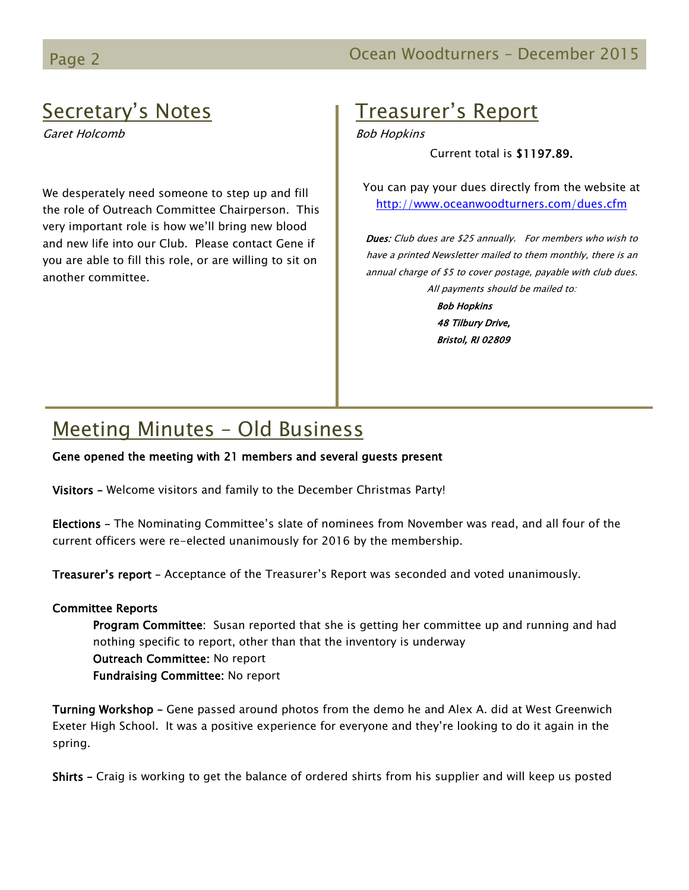## Secretary's Notes

*Garet Holcomb*

We desperately need someone to step up and fill the role of Outreach Committee Chairperson. This very important role is how we'll bring new blood and new life into our Club. Please contact Gene if you are able to fill this role, or are willing to sit on another committee.

## Treasurer's Report

*Bob Hopkins*

Current total is **$1197.89.**

You can pay your dues directly from the website at http://www.oceanwoodturners.com/dues.cfm

***Dues:*** *Club dues are $25 annually. For members who wish to have a printed Newsletter mailed to them monthly, there is an annual charge of $5 to cover postage, payable with club dues. All payments should be mailed to:*

***Bob Hopkins***
***48 Tilbury Drive,***
***Bristol, RI 02809***

## Meeting Minutes – Old Business

**Gene opened the meeting with 21 members and several guests present**

**Visitors** – Welcome visitors and family to the December Christmas Party!

**Elections** – The Nominating Committee's slate of nominees from November was read, and all four of the current officers were re-elected unanimously for 2016 by the membership.

**Treasurer's report** – Acceptance of the Treasurer's Report was seconded and voted unanimously.

**Committee Reports**

- **Program Committee**: Susan reported that she is getting her committee up and running and had nothing specific to report, other than that the inventory is underway
- **Outreach Committee:** No report
- **Fundraising Committee:** No report

**Turning Workshop** – Gene passed around photos from the demo he and Alex A. did at West Greenwich Exeter High School. It was a positive experience for everyone and they're looking to do it again in the spring.

**Shirts** – Craig is working to get the balance of ordered shirts from his supplier and will keep us posted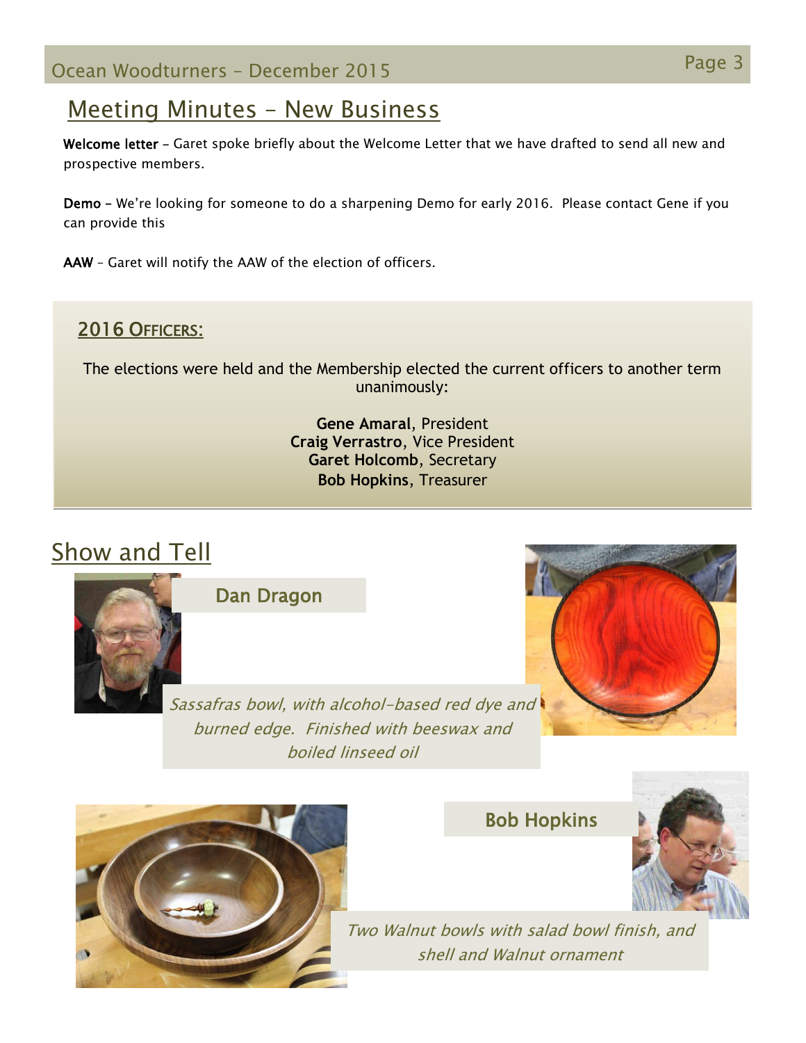## Meeting Minutes – New Business

**Welcome letter** – Garet spoke briefly about the Welcome Letter that we have drafted to send all new and prospective members.

**Demo** – We're looking for someone to do a sharpening Demo for early 2016. Please contact Gene if you can provide this

**AAW** – Garet will notify the AAW of the election of officers.

### 2016 Officers:

The elections were held and the Membership elected the current officers to another term unanimously:

**Gene Amaral**, President
**Craig Verrastro**, Vice President
**Garet Holcomb**, Secretary
**Bob Hopkins**, Treasurer

## Show and Tell

### Dan Dragon

*Sassafras bowl, with alcohol-based red dye and burned edge. Finished with beeswax and boiled linseed oil*

### Bob Hopkins

*Two Walnut bowls with salad bowl finish, and shell and Walnut ornament*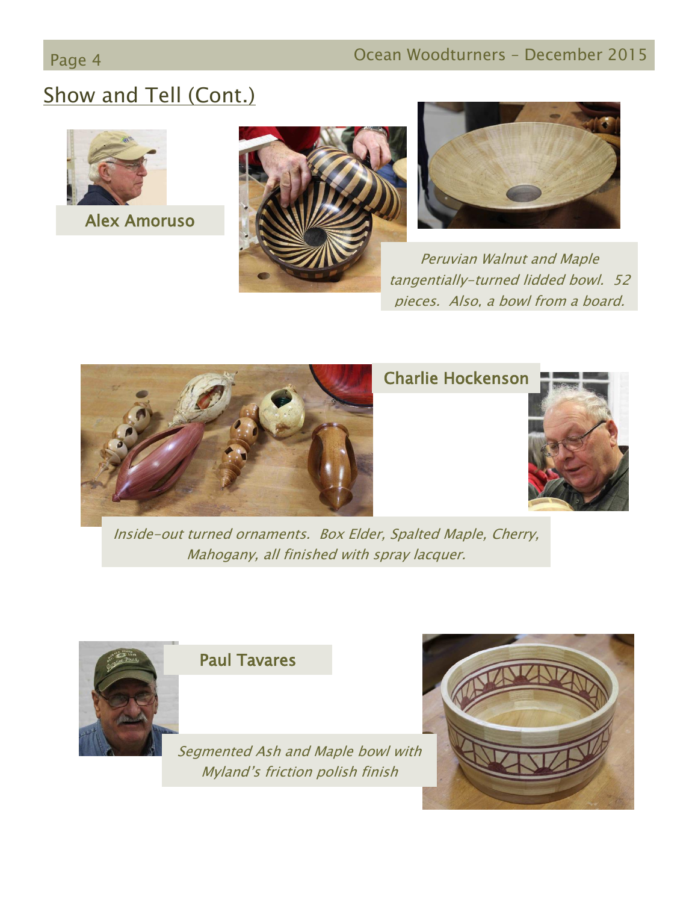## Show and Tell (Cont.)

**Alex Amoruso**

*Peruvian Walnut and Maple tangentially-turned lidded bowl. 52 pieces. Also, a bowl from a board.*

**Charlie Hockenson**

*Inside-out turned ornaments. Box Elder, Spalted Maple, Cherry, Mahogany, all finished with spray lacquer.*

**Paul Tavares**

*Segmented Ash and Maple bowl with Myland's friction polish finish*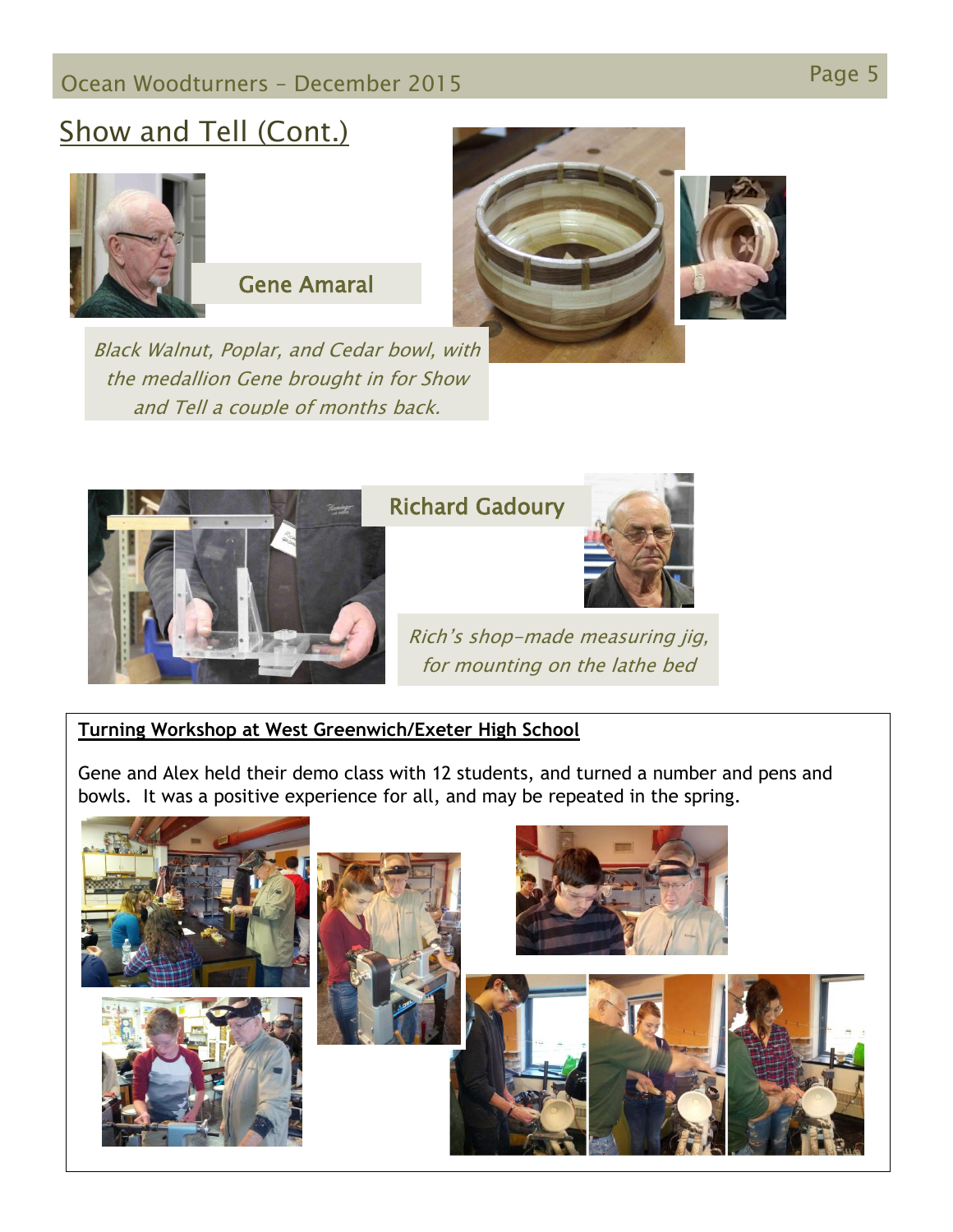## Show and Tell (Cont.)

### Gene Amaral

*Black Walnut, Poplar, and Cedar bowl, with the medallion Gene brought in for Show and Tell a couple of months back.*

### Richard Gadoury

*Rich's shop-made measuring jig, for mounting on the lathe bed*

**Turning Workshop at West Greenwich/Exeter High School**

Gene and Alex held their demo class with 12 students, and turned a number and pens and bowls. It was a positive experience for all, and may be repeated in the spring.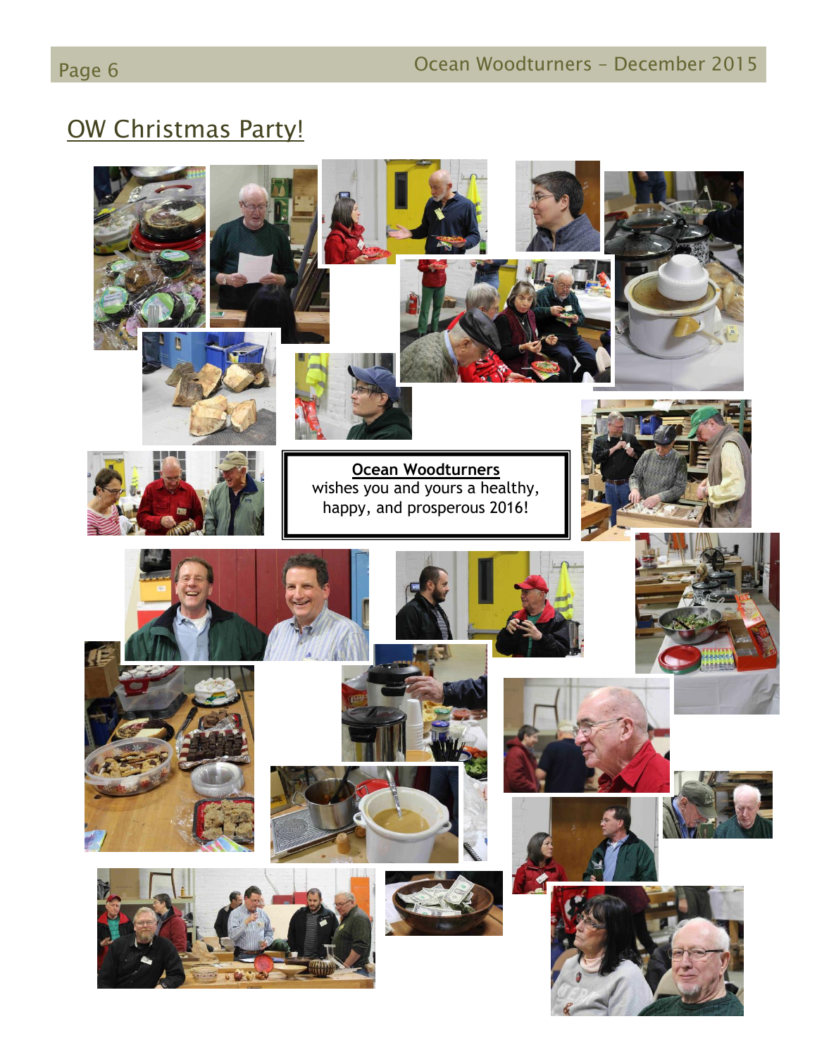## OW Christmas Party!

**Ocean Woodturners**
wishes you and yours a healthy, happy, and prosperous 2016!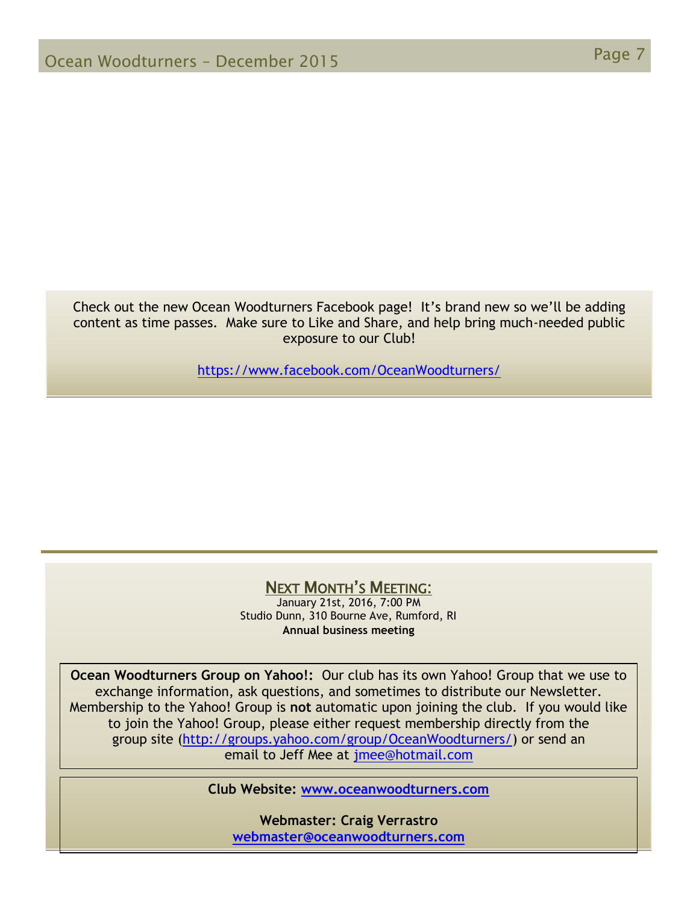Check out the new Ocean Woodturners Facebook page! It's brand new so we'll be adding content as time passes. Make sure to Like and Share, and help bring much-needed public exposure to our Club!

https://www.facebook.com/OceanWoodturners/

## Next Month's Meeting:

January 21st, 2016, 7:00 PM
Studio Dunn, 310 Bourne Ave, Rumford, RI
**Annual business meeting**

**Ocean Woodturners Group on Yahoo!:** Our club has its own Yahoo! Group that we use to exchange information, ask questions, and sometimes to distribute our Newsletter. Membership to the Yahoo! Group is **not** automatic upon joining the club. If you would like to join the Yahoo! Group, please either request membership directly from the group site (http://groups.yahoo.com/group/OceanWoodturners/) or send an email to Jeff Mee at jmee@hotmail.com

**Club Website: www.oceanwoodturners.com**

**Webmaster: Craig Verrastro**
**webmaster@oceanwoodturners.com**